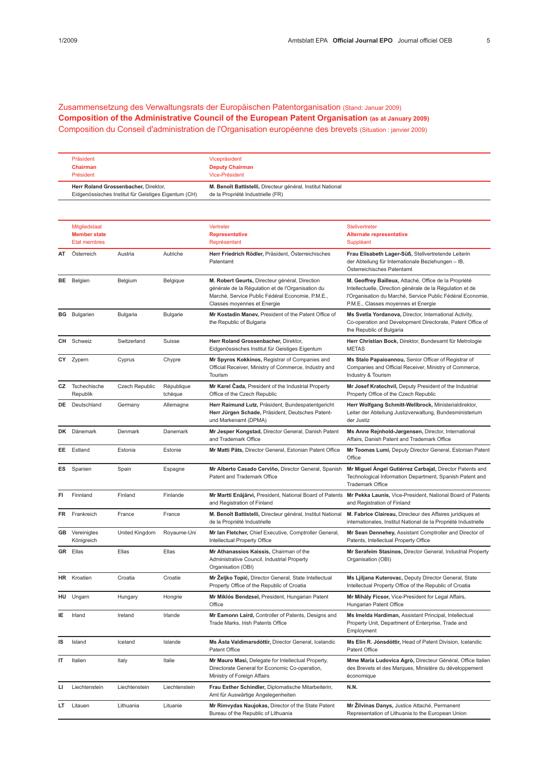Zusammensetzung des Verwaltungsrats der Europäischen Patentorganisation (Stand: Januar 2009)

# Composition of the Administrative Council of the European Patent Organisation (as at January 2009)

Composition du Conseil d'administration de l'Organisation européenne des brevets (Situation : janvier 2009)

| Präsident<br>**Chairman**<br>Président | Vicepräsident<br>**Deputy Chairman**<br>Vice-Président |
|---|---|
| **Herr Roland Grossenbacher,** Direktor, Eidgenössisches Institut für Geistiges Eigentum (CH) | **M. Benoît Battistelli,** Directeur général, Institut National de la Propriété Industrielle (FR) |

| | Mitgliedstaat<br>**Member state**<br>Etat membres | | | Vertreter<br>**Representative**<br>Représentant | Stellvertreter<br>**Alternate representative**<br>Suppléant |
|---|---|---|---|---|---|
| **AT** | Österreich | Austria | Autriche | **Herr Friedrich Rödler,** Präsident, Österreichisches Patentamt | **Frau Elisabeth Lager-Süß,** Stellvertretende Leiterin der Abteilung für Internationale Beziehungen – IB, Österreichisches Patentamt |
| **BE** | Belgien | Belgium | Belgique | **M. Robert Geurts,** Directeur général, Direction générale de la Régulation et de l'Organisation du Marché, Service Public Fédéral Economie, P.M.E., Classes moyennes et Energie | **M. Geoffrey Bailleux,** Attaché, Office de la Propriété Intellectuelle, Direction générale de la Régulation et de l'Organisation du Marché, Service Public Fédéral Economie, P.M.E., Classes moyennes et Energie |
| **BG** | Bulgarien | Bulgaria | Bulgarie | **Mr Kostadin Manev,** President of the Patent Office of the Republic of Bulgaria | **Ms Svetla Yordanova,** Director, International Activity, Co-operation and Development Directorate, Patent Office of the Republic of Bulgaria |
| **CH** | Schweiz | Switzerland | Suisse | **Herr Roland Grossenbacher,** Direktor, Eidgenössisches Institut für Geistiges Eigentum | **Herr Christian Bock,** Direktor, Bundesamt für Metrologie METAS |
| **CY** | Zypern | Cyprus | Chypre | **Mr Spyros Kokkinos,** Registrar of Companies and Official Receiver, Ministry of Commerce, Industry and Tourism | **Ms Stalo Papaioannou,** Senior Officer of Registrar of Companies and Official Receiver, Ministry of Commerce, Industry & Tourism |
| **CZ** | Tschechische Republik | Czech Republic | République tchèque | **Mr Karel Čada,** President of the Industrial Property Office of the Czech Republic | **Mr Josef Kratochvíl,** Deputy President of the Industrial Property Office of the Czech Republic |
| **DE** | Deutschland | Germany | Allemagne | **Herr Raimund Lutz,** Präsident, Bundespatentgericht<br>**Herr Jürgen Schade,** Präsident, Deutsches Patent- und Markenamt (DPMA) | **Herr Wolfgang Schmitt-Wellbrock,** Ministerialdirektor, Leiter der Abteilung Justizverwaltung, Bundesministerium der Justiz |
| **DK** | Dänemark | Denmark | Danemark | **Mr Jesper Kongstad,** Director General, Danish Patent and Trademark Office | **Ms Anne Rejnhold-Jørgensen,** Director, International Affairs, Danish Patent and Trademark Office |
| **EE** | Estland | Estonia | Estonie | **Mr Matti Päts,** Director General, Estonian Patent Office | **Mr Toomas Lumi,** Deputy Director General, Estonian Patent Office |
| **ES** | Spanien | Spain | Espagne | **Mr Alberto Casado Cerviño,** Director General, Spanish Patent and Trademark Office | **Mr Miguel Ángel Gutiérrez Carbajal,** Director Patents and Technological Information Department, Spanish Patent and Trademark Office |
| **FI** | Finnland | Finland | Finlande | **Mr Martti Enäjärvi,** President, National Board of Patents and Registration of Finland | **Mr Pekka Launis,** Vice-President, National Board of Patents and Registration of Finland |
| **FR** | Frankreich | France | France | **M. Benoît Battistelli,** Directeur général, Institut National de la Propriété Industrielle | **M. Fabrice Claireau,** Directeur des Affaires juridiques et internationales, Institut National de la Propriété Industrielle |
| **GB** | Vereinigtes Königreich | United Kingdom | Royaume-Uni | **Mr Ian Fletcher,** Chief Executive, Comptroller General, Intellectual Property Office | **Mr Sean Dennehey,** Assistant Comptroller and Director of Patents, Intellectual Property Office |
| **GR** | Ellas | Ellas | Ellas | **Mr Athanassios Kaissis,** Chairman of the Administrative Council, Industrial Property Organisation (OBI) | **Mr Serafeim Stasinos,** Director General, Industrial Property Organisation (OBI) |
| **HR** | Kroatien | Croatia | Croatie | **Mr Željko Topić,** Director General, State Intellectual Property Office of the Republic of Croatia | **Ms Ljiljana Kuterovac,** Deputy Director General, State Intellectual Property Office of the Republic of Croatia |
| **HU** | Ungarn | Hungary | Hongrie | **Mr Miklós Bendzsel,** President, Hungarian Patent Office | **Mr Mihály Ficsor,** Vice-President for Legal Affairs, Hungarian Patent Office |
| **IE** | Irland | Ireland | Irlande | **Mr Eamonn Laird,** Controller of Patents, Designs and Trade Marks, Irish Patents Office | **Ms Imelda Hardiman,** Assistant Principal, Intellectual Property Unit, Department of Enterprise, Trade and Employment |
| **IS** | Island | Iceland | Islande | **Ms Ásta Valdimarsdóttir,** Director General, Icelandic Patent Office | **Ms Elín R. Jónsdóttir,** Head of Patent Division, Icelandic Patent Office |
| **IT** | Italien | Italy | Italie | **Mr Mauro Masi,** Delegate for Intellectual Property, Directorate General for Economic Co-operation, Ministry of Foreign Affairs | **Mme Maria Ludovica Agrò,** Directeur Général, Office Italien des Brevets et des Marques, Ministère du développement économique |
| **LI** | Liechtenstein | Liechtenstein | Liechtenstein | **Frau Esther Schindler,** Diplomatische Mitarbeiterin, Amt für Auswärtige Angelegenheiten | **N.N.** |
| **LT** | Litauen | Lithuania | Lituanie | **Mr Rimvydas Naujokas,** Director of the State Patent Bureau of the Republic of Lithuania | **Mr Žilvinas Danys,** Justice Attaché, Permanent Representation of Lithuania to the European Union |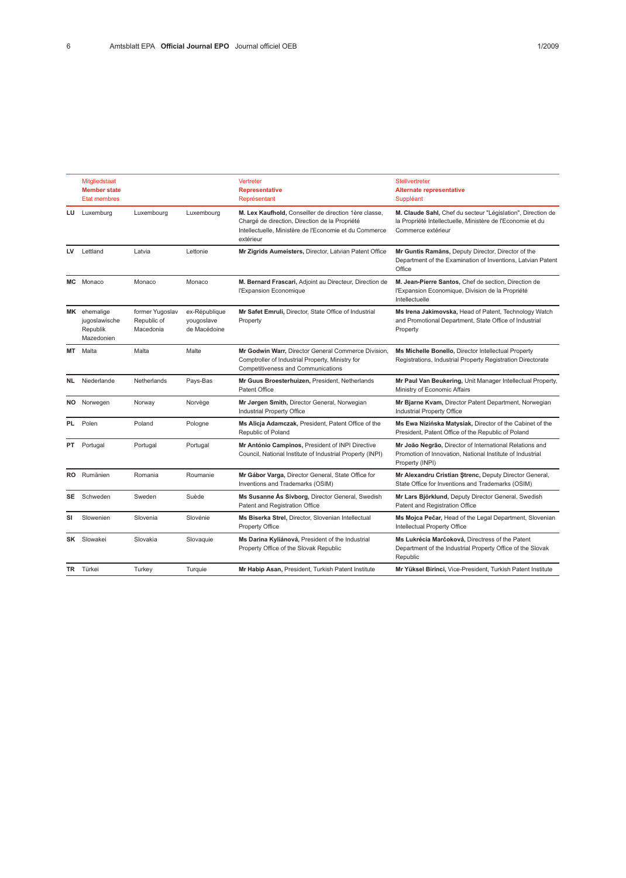| | Mitgliedstaat<br>**Member state**<br>Etat membres | | | Vertreter<br>**Representative**<br>Représentant | Stellvertreter<br>**Alternate representative**<br>Suppléant |
|---|---|---|---|---|---|
| **LU** | Luxemburg | Luxembourg | Luxembourg | **M. Lex Kaufhold,** Conseiller de direction 1ère classe, Chargé de direction, Direction de la Propriété Intellectuelle, Ministère de l'Economie et du Commerce extérieur | **M. Claude Sahl,** Chef du secteur "Législation", Direction de la Propriété Intellectuelle, Ministère de l'Economie et du Commerce extérieur |
| **LV** | Lettland | Latvia | Lettonie | **Mr Zigrids Aumeisters,** Director, Latvian Patent Office | **Mr Guntis Ramāns,** Deputy Director, Director of the Department of the Examination of Inventions, Latvian Patent Office |
| **MC** | Monaco | Monaco | Monaco | **M. Bernard Frascari,** Adjoint au Directeur, Direction de l'Expansion Economique | **M. Jean-Pierre Santos,** Chef de section, Direction de l'Expansion Economique, Division de la Propriété Intellectuelle |
| **MK** | ehemalige jugoslawische Republik Mazedonien | former Yugoslav Republic of Macedonia | ex-République yougoslave de Macédoine | **Mr Safet Emruli,** Director, State Office of Industrial Property | **Ms Irena Jakimovska,** Head of Patent, Technology Watch and Promotional Department, State Office of Industrial Property |
| **MT** | Malta | Malta | Malte | **Mr Godwin Warr,** Director General Commerce Division, Comptroller of Industrial Property, Ministry for Competitiveness and Communications | **Ms Michelle Bonello,** Director Intellectual Property Registrations, Industrial Property Registration Directorate |
| **NL** | Niederlande | Netherlands | Pays-Bas | **Mr Guus Broesterhuizen,** President, Netherlands Patent Office | **Mr Paul Van Beukering,** Unit Manager Intellectual Property, Ministry of Economic Affairs |
| **NO** | Norwegen | Norway | Norvège | **Mr Jørgen Smith,** Director General, Norwegian Industrial Property Office | **Mr Bjarne Kvam,** Director Patent Department, Norwegian Industrial Property Office |
| **PL** | Polen | Poland | Pologne | **Ms Alicja Adamczak,** President, Patent Office of the Republic of Poland | **Ms Ewa Nizińska Matysiak,** Director of the Cabinet of the President, Patent Office of the Republic of Poland |
| **PT** | Portugal | Portugal | Portugal | **Mr António Campinos,** President of INPI Directive Council, National Institute of Industrial Property (INPI) | **Mr João Negrão,** Director of International Relations and Promotion of Innovation, National Institute of Industrial Property (INPI) |
| **RO** | Rumänien | Romania | Roumanie | **Mr Gábor Varga,** Director General, State Office for Inventions and Trademarks (OSIM) | **Mr Alexandru Cristian Ştrenc,** Deputy Director General, State Office for Inventions and Trademarks (OSIM) |
| **SE** | Schweden | Sweden | Suède | **Ms Susanne Ås Sivborg,** Director General, Swedish Patent and Registration Office | **Mr Lars Björklund,** Deputy Director General, Swedish Patent and Registration Office |
| **SI** | Slowenien | Slovenia | Slovénie | **Ms Biserka Strel,** Director, Slovenian Intellectual Property Office | **Ms Mojca Pečar,** Head of the Legal Department, Slovenian Intellectual Property Office |
| **SK** | Slowakei | Slovakia | Slovaquie | **Ms Darina Kyliánová,** President of the Industrial Property Office of the Slovak Republic | **Ms Lukrécia Marčoková,** Directress of the Patent Department of the Industrial Property Office of the Slovak Republic |
| **TR** | Türkei | Turkey | Turquie | **Mr Habip Asan,** President, Turkish Patent Institute | **Mr Yüksel Birinci,** Vice-President, Turkish Patent Institute |